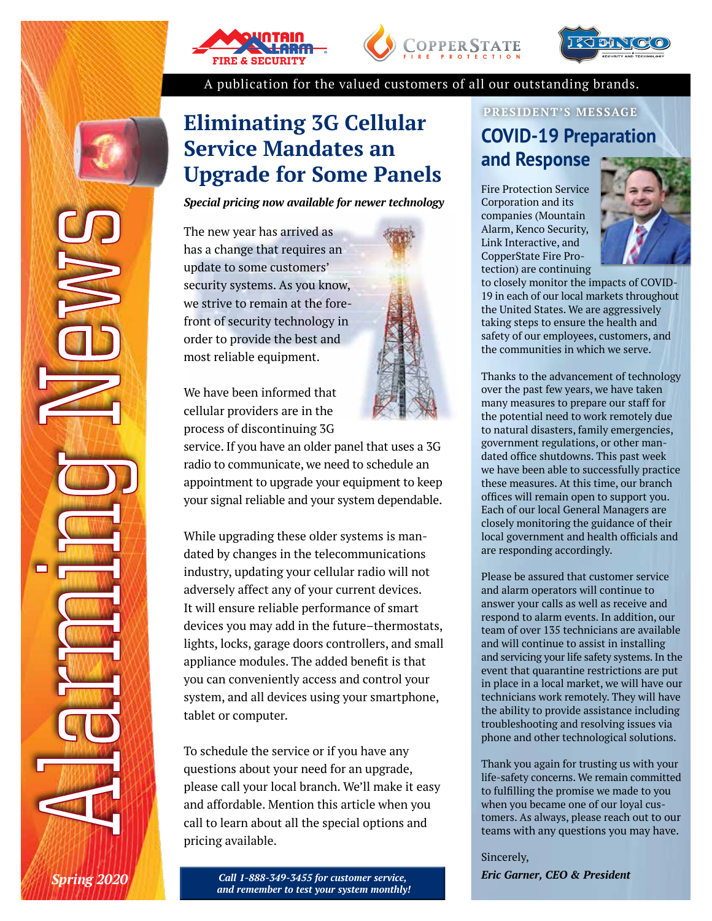# Alarming News

*Spring 2020*

A publication for the valued customers of all our outstanding brands.

## Eliminating 3G Cellular Service Mandates an Upgrade for Some Panels

***Special pricing now available for newer technology***

The new year has arrived as has a change that requires an update to some customers' security systems. As you know, we strive to remain at the forefront of security technology in order to provide the best and most reliable equipment.

We have been informed that cellular providers are in the process of discontinuing 3G service. If you have an older panel that uses a 3G radio to communicate, we need to schedule an appointment to upgrade your equipment to keep your signal reliable and your system dependable.

While upgrading these older systems is mandated by changes in the telecommunications industry, updating your cellular radio will not adversely affect any of your current devices. It will ensure reliable performance of smart devices you may add in the future–thermostats, lights, locks, garage doors controllers, and small appliance modules. The added benefit is that you can conveniently access and control your system, and all devices using your smartphone, tablet or computer.

To schedule the service or if you have any questions about your need for an upgrade, please call your local branch. We'll make it easy and affordable. Mention this article when you call to learn about all the special options and pricing available.

***Call 1-888-349-3455 for customer service, and remember to test your system monthly!***

**PRESIDENT'S MESSAGE**

## COVID-19 Preparation and Response

Fire Protection Service Corporation and its companies (Mountain Alarm, Kenco Security, Link Interactive, and CopperState Fire Protection) are continuing to closely monitor the impacts of COVID-19 in each of our local markets throughout the United States. We are aggressively taking steps to ensure the health and safety of our employees, customers, and the communities in which we serve.

Thanks to the advancement of technology over the past few years, we have taken many measures to prepare our staff for the potential need to work remotely due to natural disasters, family emergencies, government regulations, or other mandated office shutdowns. This past week we have been able to successfully practice these measures. At this time, our branch offices will remain open to support you. Each of our local General Managers are closely monitoring the guidance of their local government and health officials and are responding accordingly.

Please be assured that customer service and alarm operators will continue to answer your calls as well as receive and respond to alarm events. In addition, our team of over 135 technicians are available and will continue to assist in installing and servicing your life safety systems. In the event that quarantine restrictions are put in place in a local market, we will have our technicians work remotely. They will have the ability to provide assistance including troubleshooting and resolving issues via phone and other technological solutions.

Thank you again for trusting us with your life-safety concerns. We remain committed to fulfilling the promise we made to you when you became one of our loyal customers. As always, please reach out to our teams with any questions you may have.

Sincerely,

***Eric Garner, CEO & President***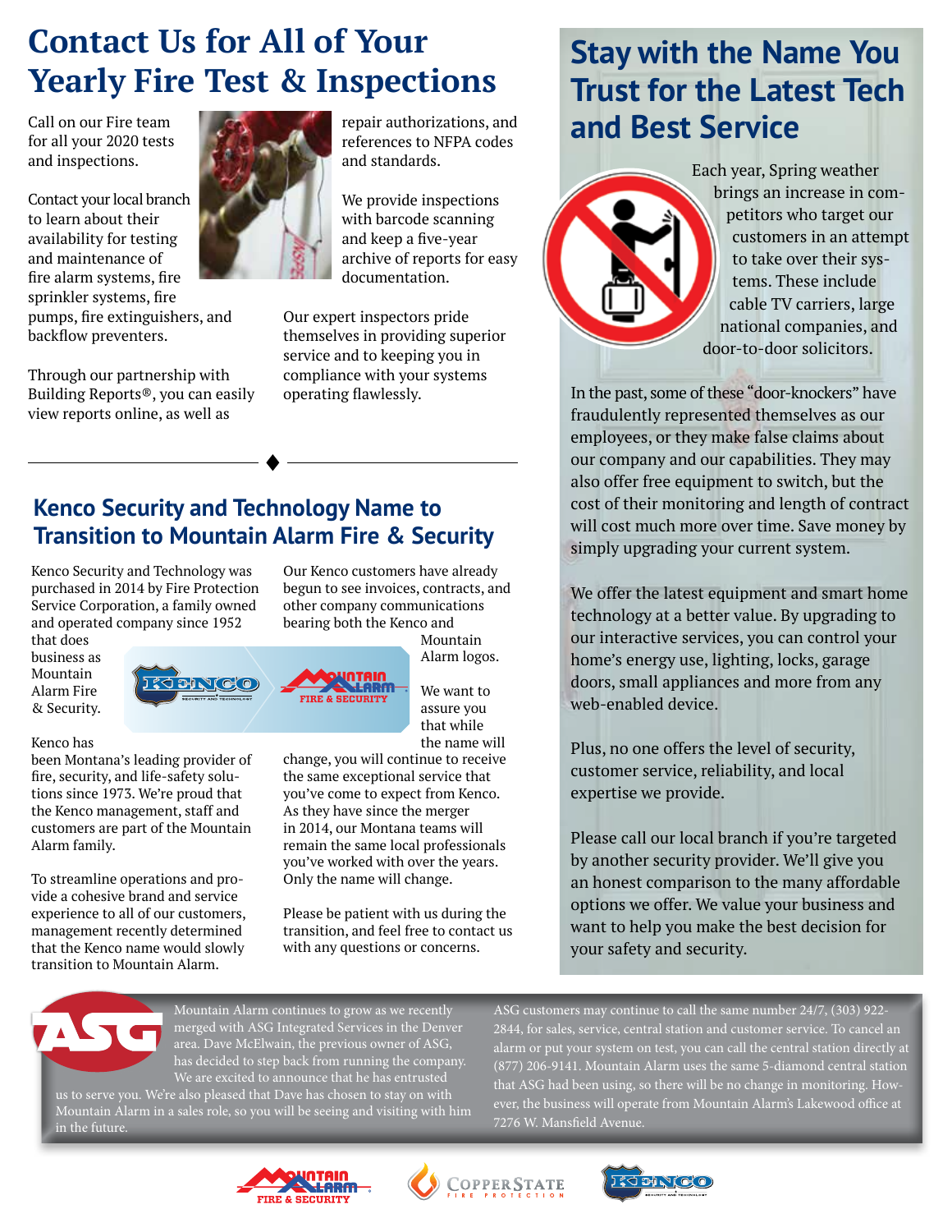# Contact Us for All of Your Yearly Fire Test & Inspections

Call on our Fire team for all your 2020 tests and inspections.

Contact your local branch to learn about their availability for testing and maintenance of fire alarm systems, fire sprinkler systems, fire pumps, fire extinguishers, and backflow preventers.

Through our partnership with Building Reports®, you can easily view reports online, as well as repair authorizations, and references to NFPA codes and standards.

We provide inspections with barcode scanning and keep a five-year archive of reports for easy documentation.

Our expert inspectors pride themselves in providing superior service and to keeping you in compliance with your systems operating flawlessly.

## Kenco Security and Technology Name to Transition to Mountain Alarm Fire & Security

Kenco Security and Technology was purchased in 2014 by Fire Protection Service Corporation, a family owned and operated company since 1952 that does business as Mountain Alarm Fire & Security.

Kenco has been Montana's leading provider of fire, security, and life-safety solutions since 1973. We're proud that the Kenco management, staff and customers are part of the Mountain Alarm family.

To streamline operations and provide a cohesive brand and service experience to all of our customers, management recently determined that the Kenco name would slowly transition to Mountain Alarm.

Our Kenco customers have already begun to see invoices, contracts, and other company communications bearing both the Kenco and Mountain Alarm logos.

We want to assure you that while the name will change, you will continue to receive the same exceptional service that you've come to expect from Kenco. As they have since the merger in 2014, our Montana teams will remain the same local professionals you've worked with over the years. Only the name will change.

Please be patient with us during the transition, and feel free to contact us with any questions or concerns.

# Stay with the Name You Trust for the Latest Tech and Best Service

Each year, Spring weather brings an increase in competitors who target our customers in an attempt to take over their systems. These include cable TV carriers, large national companies, and door-to-door solicitors.

In the past, some of these "door-knockers" have fraudulently represented themselves as our employees, or they make false claims about our company and our capabilities. They may also offer free equipment to switch, but the cost of their monitoring and length of contract will cost much more over time. Save money by simply upgrading your current system.

We offer the latest equipment and smart home technology at a better value. By upgrading to our interactive services, you can control your home's energy use, lighting, locks, garage doors, small appliances and more from any web-enabled device.

Plus, no one offers the level of security, customer service, reliability, and local expertise we provide.

Please call our local branch if you're targeted by another security provider. We'll give you an honest comparison to the many affordable options we offer. We value your business and want to help you make the best decision for your safety and security.

Mountain Alarm continues to grow as we recently merged with ASG Integrated Services in the Denver area. Dave McElwain, the previous owner of ASG, has decided to step back from running the company. We are excited to announce that he has entrusted us to serve you. We're also pleased that Dave has chosen to stay on with Mountain Alarm in a sales role, so you will be seeing and visiting with him in the future.

ASG customers may continue to call the same number 24/7, (303) 922-2844, for sales, service, central station and customer service. To cancel an alarm or put your system on test, you can call the central station directly at (877) 206-9141. Mountain Alarm uses the same 5-diamond central station that ASG had been using, so there will be no change in monitoring. However, the business will operate from Mountain Alarm's Lakewood office at 7276 W. Mansfield Avenue.